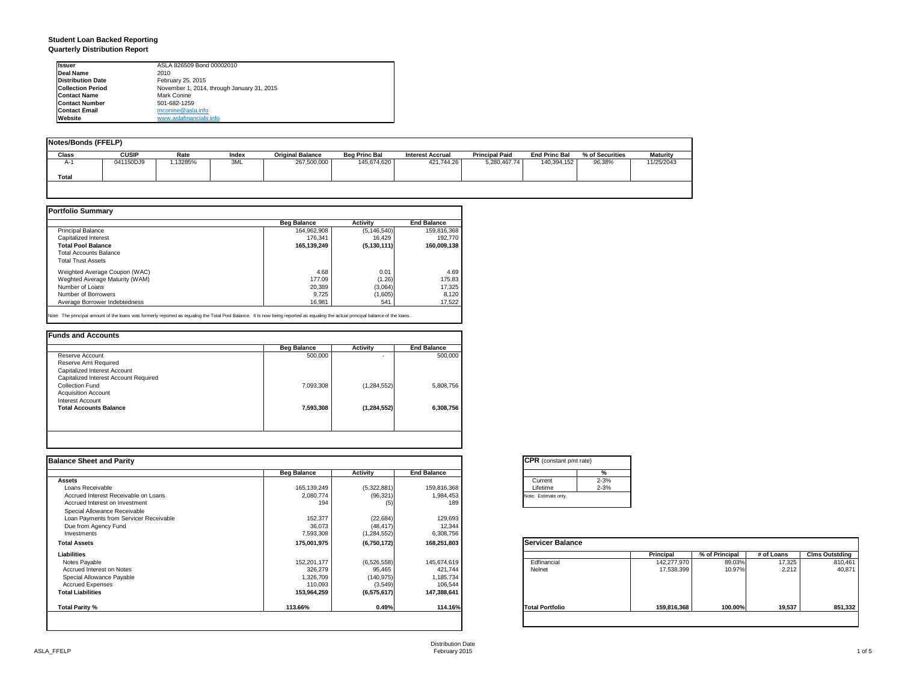**Student Loan Backed Reporting**
**Quarterly Distribution Report**

| | |
|---|---|
| **Issuer** | ASLA 826509 Bond 00002010 |
| **Deal Name** | 2010 |
| **Distribution Date** | February 25, 2015 |
| **Collection Period** | November 1, 2014, through January 31, 2015 |
| **Contact Name** | Mark Conine |
| **Contact Number** | 501-682-1259 |
| **Contact Email** | mconine@asla.info |
| **Website** | www.aslafinancials.info |

**Notes/Bonds (FFELP)**

| Class | CUSIP | Rate | Index | Original Balance | Beg Princ Bal | Interest Accrual | Principal Paid | End Princ Bal | % of Securities | Maturity |
|---|---|---|---|---|---|---|---|---|---|---|
| A-1 | 041150DJ9 | 1.13285% | 3ML | 267,500,000 | 145,674,620 | 421,744.26 | 5,280,467.74 | 140,394,152 | 96.38% | 11/25/2043 |
| **Total** | | | | | | | | | | |

**Portfolio Summary**

| | Beg Balance | Activity | End Balance |
|---|---|---|---|
| Principal Balance | 164,962,908 | (5,146,540) | 159,816,368 |
| Capitalized Interest | 176,341 | 16,429 | 192,770 |
| **Total Pool Balance** | **165,139,249** | **(5,130,111)** | **160,009,138** |
| Total Accounts Balance | | | |
| Total Trust Assets | | | |
| Weighted Average Coupon (WAC) | 4.68 | 0.01 | 4.69 |
| Weghted Average Maturity (WAM) | 177.09 | (1.26) | 175.83 |
| Number of Loans | 20,389 | (3,064) | 17,325 |
| Number of Borrowers | 9,725 | (1,605) | 8,120 |
| Average Borrower Indebtedness | 16,981 | 541 | 17,522 |

Note: The principal amount of the loans was formerly reported as equaling the Total Pool Balance. It is now being reported as equaling the actual principal balance of the loans.

**Funds and Accounts**

| | Beg Balance | Activity | End Balance |
|---|---|---|---|
| Reserve Account | 500,000 | - | 500,000 |
| Reserve Amt Required | | | |
| Capitalized Interest Account | | | |
| Capitalized Interest Account Required | | | |
| Collection Fund | 7,093,308 | (1,284,552) | 5,808,756 |
| Acquisition Account | | | |
| Interest Account | | | |
| **Total Accounts Balance** | **7,593,308** | **(1,284,552)** | **6,308,756** |

**Balance Sheet and Parity**

| | Beg Balance | Activity | End Balance |
|---|---|---|---|
| **Assets** | | | |
| Loans Receivable | 165,139,249 | (5,322,881) | 159,816,368 |
| Accrued Interest Receivable on Loans | 2,080,774 | (96,321) | 1,984,453 |
| Accrued Interest on Investment | 194 | (5) | 189 |
| Special Allowance Receivable | | | |
| Loan Payments from Servicer Receivable | 152,377 | (22,684) | 129,693 |
| Due from Agency Fund | 36,073 | (48,417) | 12,344 |
| Investments | 7,593,308 | (1,284,552) | 6,308,756 |
| **Total Assets** | **175,001,975** | **(6,750,172)** | **168,251,803** |
| **Liabilities** | | | |
| Notes Payable | 152,201,177 | (6,526,558) | 145,674,619 |
| Accrued Interest on Notes | 326,279 | 95,465 | 421,744 |
| Special Allowance Payable | 1,326,709 | (140,975) | 1,185,734 |
| Accrued Expenses | 110,093 | (3,549) | 106,544 |
| **Total Liabilities** | **153,964,259** | **(6,575,617)** | **147,388,641** |
| **Total Parity %** | **113.66%** | **0.49%** | **114.16%** |

**CPR** (constant pmt rate)

| | % |
|---|---|
| Current | 2-3% |
| Lifetime | 2-3% |

Note: Estimate only.

**Servicer Balance**

| | Principal | % of Principal | # of Loans | Clms Outstding |
|---|---|---|---|---|
| Edfinancial | 142,277,970 | 89.03% | 17,325 | 810,461 |
| Nelnet | 17,538,399 | 10.97% | 2,212 | 40,871 |
| **Total Portfolio** | **159,816,368** | **100.00%** | **19,537** | **851,332** |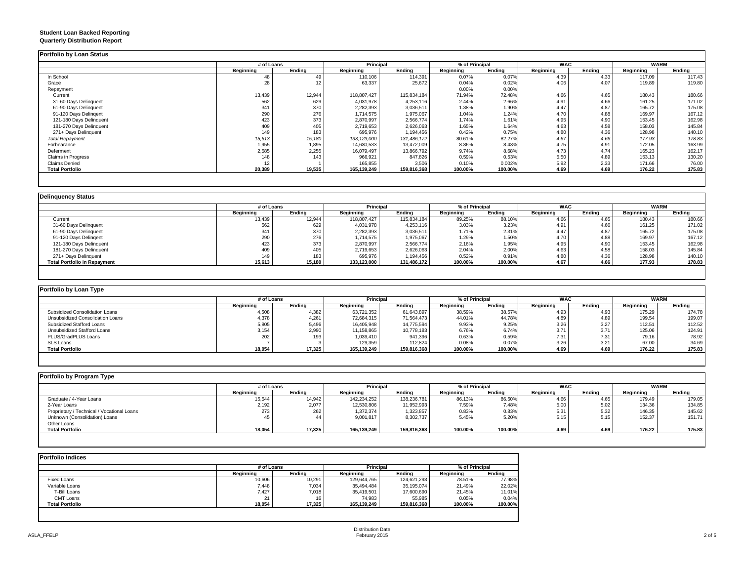**Student Loan Backed Reporting**
**Quarterly Distribution Report**

## Portfolio by Loan Status

| | # of Loans | | Principal | | % of Principal | | WAC | | WARM | |
|---|---|---|---|---|---|---|---|---|---|---|
| | Beginning | Ending | Beginning | Ending | Beginning | Ending | Beginning | Ending | Beginning | Ending |
| In School | 48 | 49 | 110,106 | 114,391 | 0.07% | 0.07% | 4.39 | 4.33 | 117.09 | 117.43 |
| Grace | 28 | 12 | 63,337 | 25,672 | 0.04% | 0.02% | 4.06 | 4.07 | 119.89 | 119.80 |
| Repayment | | | | | 0.00% | 0.00% | | | | |
| Current | 13,439 | 12,944 | 118,807,427 | 115,834,184 | 71.94% | 72.48% | 4.66 | 4.65 | 180.43 | 180.66 |
| 31-60 Days Delinquent | 562 | 629 | 4,031,978 | 4,253,116 | 2.44% | 2.66% | 4.91 | 4.66 | 161.25 | 171.02 |
| 61-90 Days Delinquent | 341 | 370 | 2,282,393 | 3,036,511 | 1.38% | 1.90% | 4.47 | 4.87 | 165.72 | 175.08 |
| 91-120 Days Delingent | 290 | 276 | 1,714,575 | 1,975,067 | 1.04% | 1.24% | 4.70 | 4.88 | 169.97 | 167.12 |
| 121-180 Days Delinquent | 423 | 373 | 2,870,997 | 2,566,774 | 1.74% | 1.61% | 4.95 | 4.90 | 153.45 | 162.98 |
| 181-270 Days Delinquent | 409 | 405 | 2,719,653 | 2,626,063 | 1.65% | 1.64% | 4.63 | 4.58 | 158.03 | 145.84 |
| 271+ Days Delinquent | 149 | 183 | 695,976 | 1,194,456 | 0.42% | 0.75% | 4.80 | 4.36 | 128.98 | 140.10 |
| *Total Repayment* | *15,613* | *15,180* | *133,123,000* | *131,486,172* | *80.61%* | *82.27%* | *4.67* | *4.66* | *177.93* | *178.83* |
| Forbearance | 1,955 | 1,895 | 14,630,533 | 13,472,009 | 8.86% | 8.43% | 4.75 | 4.91 | 172.05 | 163.99 |
| Deferment | 2,585 | 2,255 | 16,079,497 | 13,866,792 | 9.74% | 8.68% | 4.73 | 4.74 | 165.23 | 162.17 |
| Claims in Progress | 148 | 143 | 966,921 | 847,826 | 0.59% | 0.53% | 5.50 | 4.89 | 153.13 | 130.20 |
| Claims Denied | 12 | 1 | 165,855 | 3,506 | 0.10% | 0.002% | 5.92 | 2.33 | 171.66 | 76.00 |
| **Total Portfolio** | **20,389** | **19,535** | **165,139,249** | **159,816,368** | **100.00%** | **100.00%** | **4.69** | **4.69** | **176.22** | **175.83** |

## Delinquency Status

| | # of Loans | | Principal | | % of Principal | | WAC | | WARM | |
|---|---|---|---|---|---|---|---|---|---|---|
| | Beginning | Ending | Beginning | Ending | Beginning | Ending | Beginning | Ending | Beginning | Ending |
| Current | 13,439 | 12,944 | 118,807,427 | 115,834,184 | 89.25% | 88.10% | 4.66 | 4.65 | 180.43 | 180.66 |
| 31-60 Days Delinquent | 562 | 629 | 4,031,978 | 4,253,116 | 3.03% | 3.23% | 4.91 | 4.66 | 161.25 | 171.02 |
| 61-90 Days Delinquent | 341 | 370 | 2,282,393 | 3,036,511 | 1.71% | 2.31% | 4.47 | 4.87 | 165.72 | 175.08 |
| 91-120 Days Delingent | 290 | 276 | 1,714,575 | 1,975,067 | 1.29% | 1.50% | 4.70 | 4.88 | 169.97 | 167.12 |
| 121-180 Days Delinquent | 423 | 373 | 2,870,997 | 2,566,774 | 2.16% | 1.95% | 4.95 | 4.90 | 153.45 | 162.98 |
| 181-270 Days Delinquent | 409 | 405 | 2,719,653 | 2,626,063 | 2.04% | 2.00% | 4.63 | 4.58 | 158.03 | 145.84 |
| 271+ Days Delinquent | 149 | 183 | 695,976 | 1,194,456 | 0.52% | 0.91% | 4.80 | 4.36 | 128.98 | 140.10 |
| **Total Portfolio in Repayment** | **15,613** | **15,180** | **133,123,000** | **131,486,172** | **100.00%** | **100.00%** | **4.67** | **4.66** | **177.93** | **178.83** |

## Portfolio by Loan Type

| | # of Loans | | Principal | | % of Principal | | WAC | | WARM | |
|---|---|---|---|---|---|---|---|---|---|---|
| | Beginning | Ending | Beginning | Ending | Beginning | Ending | Beginning | Ending | Beginning | Ending |
| Subsidized Consolidation Loans | 4,508 | 4,382 | 63,721,352 | 61,643,897 | 38.59% | 38.57% | 4.93 | 4.93 | 175.29 | 174.78 |
| Unsubsidized Consolidation Loans | 4,378 | 4,261 | 72,684,315 | 71,564,473 | 44.01% | 44.78% | 4.89 | 4.89 | 199.54 | 199.07 |
| Subsidized Stafford Loans | 5,805 | 5,496 | 16,405,948 | 14,775,594 | 9.93% | 9.25% | 3.26 | 3.27 | 112.51 | 112.52 |
| Unsubsidized Stafford Loans | 3,154 | 2,990 | 11,158,865 | 10,778,183 | 6.76% | 6.74% | 3.71 | 3.71 | 125.06 | 124.91 |
| PLUS/GradPLUS Loans | 202 | 193 | 1,039,410 | 941,396 | 0.63% | 0.59% | 7.31 | 7.31 | 79.16 | 78.92 |
| SLS Loans | 7 | 3 | 129,359 | 112,824 | 0.08% | 0.07% | 3.26 | 3.21 | 67.00 | 34.69 |
| **Total Portfolio** | **18,054** | **17,325** | **165,139,249** | **159,816,368** | **100.00%** | **100.00%** | **4.69** | **4.69** | **176.22** | **175.83** |

## Portfolio by Program Type

| | # of Loans | | Principal | | % of Principal | | WAC | | WARM | |
|---|---|---|---|---|---|---|---|---|---|---|
| | Beginning | Ending | Beginning | Ending | Beginning | Ending | Beginning | Ending | Beginning | Ending |
| Graduate / 4-Year Loans | 15,544 | 14,942 | 142,234,252 | 138,236,781 | 86.13% | 86.50% | 4.66 | 4.65 | 179.49 | 179.05 |
| 2-Year Loans | 2,192 | 2,077 | 12,530,806 | 11,952,993 | 7.59% | 7.48% | 5.00 | 5.02 | 134.36 | 134.85 |
| Proprietary / Technical / Vocational Loans | 273 | 262 | 1,372,374 | 1,323,857 | 0.83% | 0.83% | 5.31 | 5.32 | 146.35 | 145.62 |
| Unknown (Consolidation) Loans | 45 | 44 | 9,001,817 | 8,302,737 | 5.45% | 5.20% | 5.15 | 5.15 | 152.37 | 151.71 |
| Other Loans | | | | | | | | | | |
| **Total Portfolio** | **18,054** | **17,325** | **165,139,249** | **159,816,368** | **100.00%** | **100.00%** | **4.69** | **4.69** | **176.22** | **175.83** |

## Portfolio Indices

| | # of Loans | | Principal | | % of Principal | |
|---|---|---|---|---|---|---|
| | Beginning | Ending | Beginning | Ending | Beginning | Ending |
| Fixed Loans | 10,606 | 10,291 | 129,644,765 | 124,621,293 | 78.51% | 77.98% |
| Variable Loans | 7,448 | 7,034 | 35,494,484 | 35,195,074 | 21.49% | 22.02% |
| T-Bill Loans | 7,427 | 7,018 | 35,419,501 | 17,600,690 | 21.45% | 11.01% |
| CMT Loans | 21 | 16 | 74,983 | 55,985 | 0.05% | 0.04% |
| **Total Portfolio** | **18,054** | **17,325** | **165,139,249** | **159,816,368** | **100.00%** | **100.00%** |

ASLA_FFELP

Distribution Date
February 2015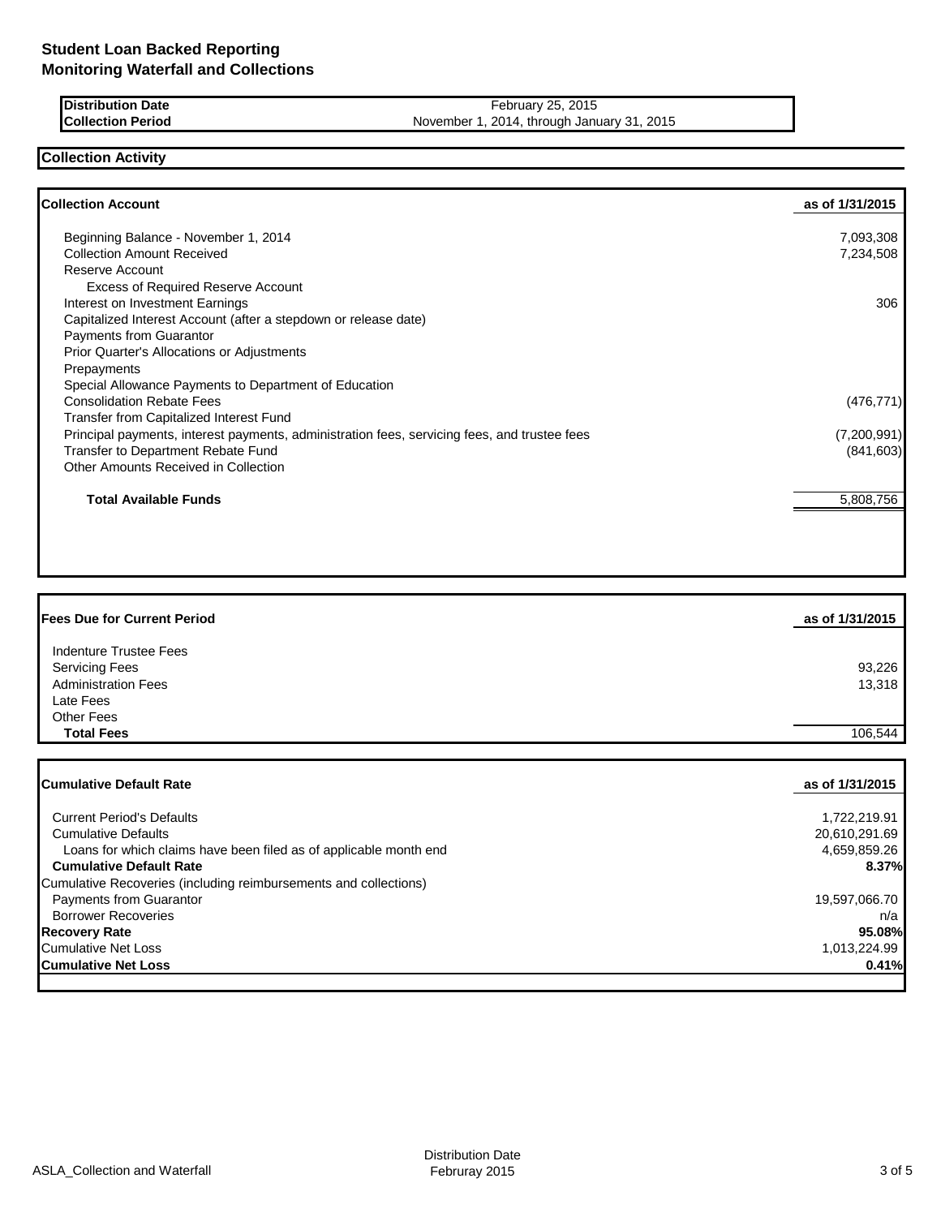# Student Loan Backed Reporting
# Monitoring Waterfall and Collections

| | |
|---|---|
| **Distribution Date** | February 25, 2015 |
| **Collection Period** | November 1, 2014, through January 31, 2015 |

## Collection Activity

| **Collection Account** | **as of 1/31/2015** |
|---|---|
| Beginning Balance - November 1, 2014 | 7,093,308 |
| Collection Amount Received | 7,234,508 |
| Reserve Account | |
| Excess of Required Reserve Account | |
| Interest on Investment Earnings | 306 |
| Capitalized Interest Account (after a stepdown or release date) | |
| Payments from Guarantor | |
| Prior Quarter's Allocations or Adjustments | |
| Prepayments | |
| Special Allowance Payments to Department of Education | |
| Consolidation Rebate Fees | (476,771) |
| Transfer from Capitalized Interest Fund | |
| Principal payments, interest payments, administration fees, servicing fees, and trustee fees | (7,200,991) |
| Transfer to Department Rebate Fund | (841,603) |
| Other Amounts Received in Collection | |
| **Total Available Funds** | 5,808,756 |

| **Fees Due for Current Period** | **as of 1/31/2015** |
|---|---|
| Indenture Trustee Fees | |
| Servicing Fees | 93,226 |
| Administration Fees | 13,318 |
| Late Fees | |
| Other Fees | |
| **Total Fees** | 106,544 |

| **Cumulative Default Rate** | **as of 1/31/2015** |
|---|---|
| Current Period's Defaults | 1,722,219.91 |
| Cumulative Defaults | 20,610,291.69 |
| Loans for which claims have been filed as of applicable month end | 4,659,859.26 |
| **Cumulative Default Rate** | **8.37%** |
| Cumulative Recoveries (including reimbursements and collections) | |
| Payments from Guarantor | 19,597,066.70 |
| Borrower Recoveries | n/a |
| **Recovery Rate** | **95.08%** |
| Cumulative Net Loss | 1,013,224.99 |
| **Cumulative Net Loss** | **0.41%** |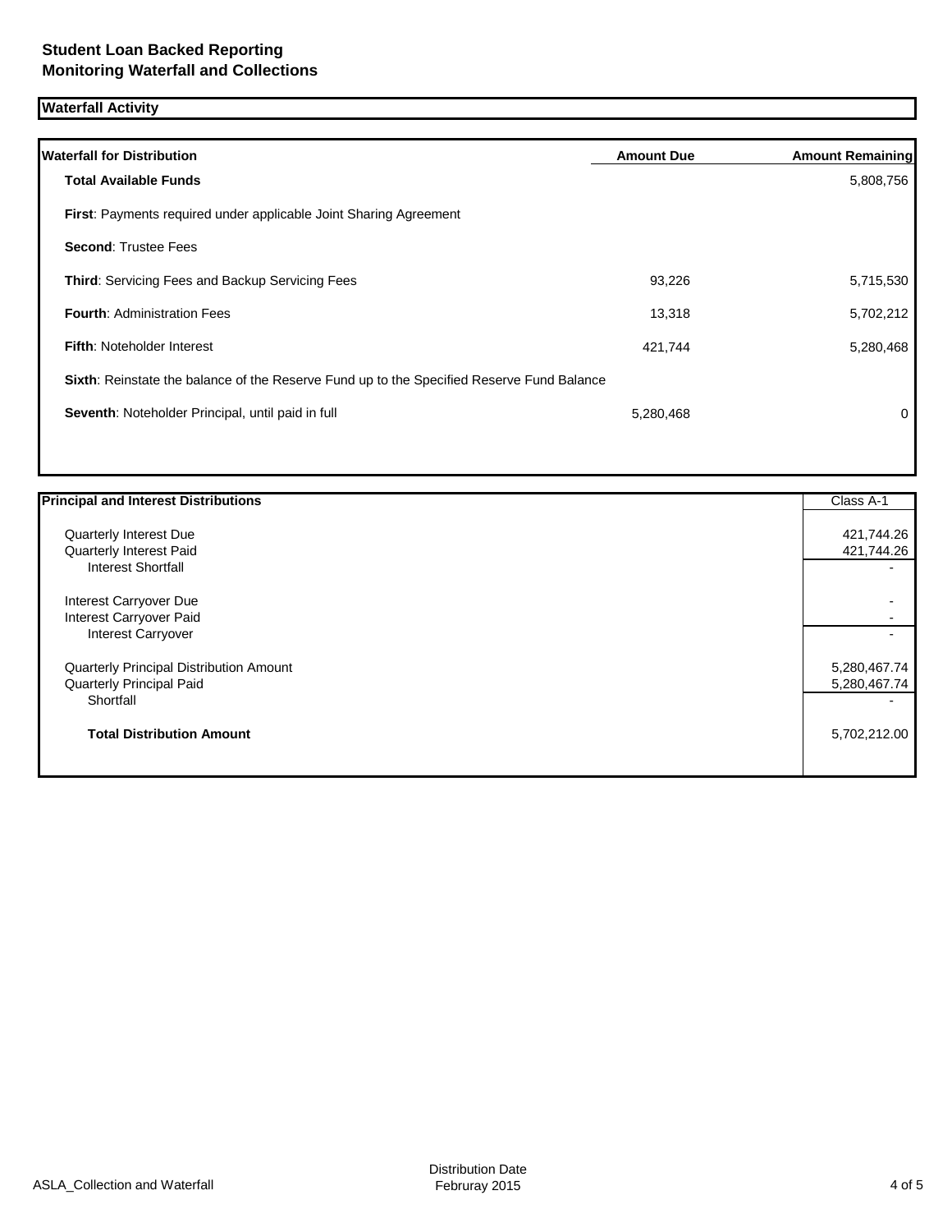**Student Loan Backed Reporting**
**Monitoring Waterfall and Collections**

## Waterfall Activity

| Waterfall for Distribution | Amount Due | Amount Remaining |
|---|---|---|
| **Total Available Funds** | | 5,808,756 |
| **First**: Payments required under applicable Joint Sharing Agreement | | |
| **Second**: Trustee Fees | | |
| **Third**: Servicing Fees and Backup Servicing Fees | 93,226 | 5,715,530 |
| **Fourth**: Administration Fees | 13,318 | 5,702,212 |
| **Fifth**: Noteholder Interest | 421,744 | 5,280,468 |
| **Sixth**: Reinstate the balance of the Reserve Fund up to the Specified Reserve Fund Balance | | |
| **Seventh**: Noteholder Principal, until paid in full | 5,280,468 | 0 |

| Principal and Interest Distributions | Class A-1 |
|---|---|
| Quarterly Interest Due | 421,744.26 |
| Quarterly Interest Paid | 421,744.26 |
| Interest Shortfall | - |
| Interest Carryover Due | - |
| Interest Carryover Paid | - |
| Interest Carryover | - |
| Quarterly Principal Distribution Amount | 5,280,467.74 |
| Quarterly Principal Paid | 5,280,467.74 |
| Shortfall | - |
| **Total Distribution Amount** | 5,702,212.00 |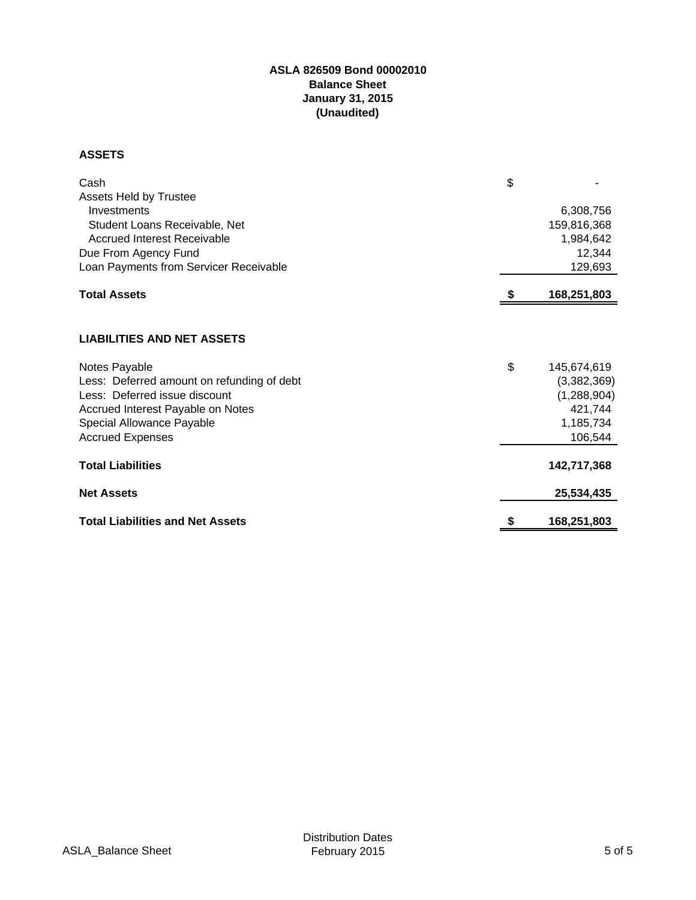**ASLA 826509 Bond 00002010**
**Balance Sheet**
**January 31, 2015**
**(Unaudited)**

**ASSETS**

| | | |
|---|---|---|
| Cash | $ | - |
| Assets Held by Trustee | | |
| Investments | | 6,308,756 |
| Student Loans Receivable, Net | | 159,816,368 |
| Accrued Interest Receivable | | 1,984,642 |
| Due From Agency Fund | | 12,344 |
| Loan Payments from Servicer Receivable | | 129,693 |
| **Total Assets** | **$** | **168,251,803** |

**LIABILITIES AND NET ASSETS**

| | | |
|---|---|---|
| Notes Payable | $ | 145,674,619 |
| Less: Deferred amount on refunding of debt | | (3,382,369) |
| Less: Deferred issue discount | | (1,288,904) |
| Accrued Interest Payable on Notes | | 421,744 |
| Special Allowance Payable | | 1,185,734 |
| Accrued Expenses | | 106,544 |
| **Total Liabilities** | | **142,717,368** |
| **Net Assets** | | **25,534,435** |
| **Total Liabilities and Net Assets** | **$** | **168,251,803** |

ASLA_Balance Sheet

Distribution Dates
February 2015